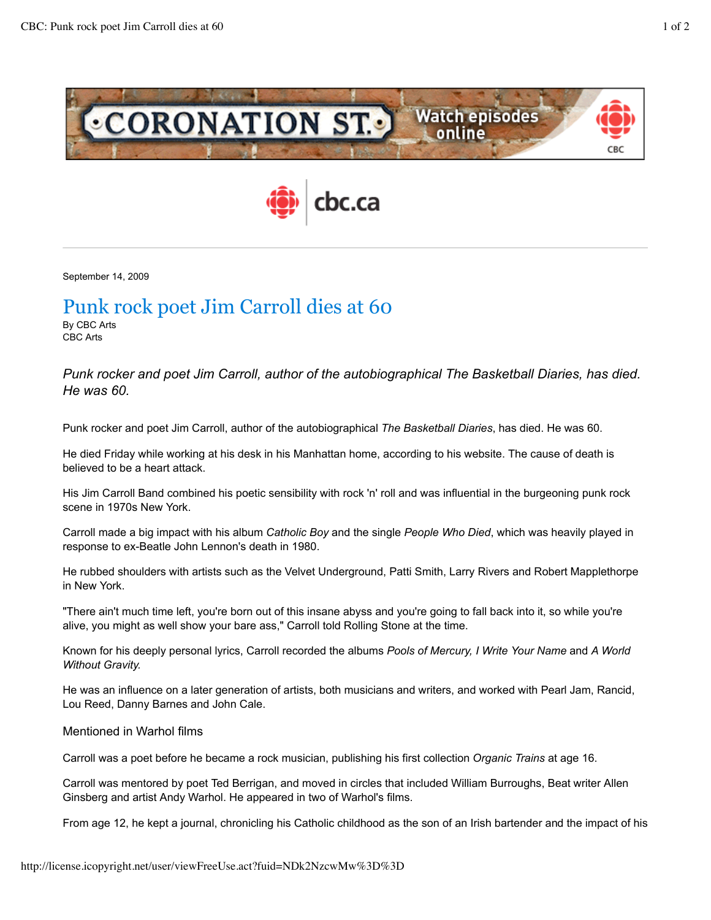September 14, 2009

# Punk rock poet Jim Carroll dies at 60

By CBC Arts
CBC Arts

*Punk rocker and poet Jim Carroll, author of the autobiographical The Basketball Diaries, has died. He was 60.*

Punk rocker and poet Jim Carroll, author of the autobiographical *The Basketball Diaries*, has died. He was 60.

He died Friday while working at his desk in his Manhattan home, according to his website. The cause of death is believed to be a heart attack.

His Jim Carroll Band combined his poetic sensibility with rock 'n' roll and was influential in the burgeoning punk rock scene in 1970s New York.

Carroll made a big impact with his album *Catholic Boy* and the single *People Who Died*, which was heavily played in response to ex-Beatle John Lennon's death in 1980.

He rubbed shoulders with artists such as the Velvet Underground, Patti Smith, Larry Rivers and Robert Mapplethorpe in New York.

"There ain't much time left, you're born out of this insane abyss and you're going to fall back into it, so while you're alive, you might as well show your bare ass," Carroll told Rolling Stone at the time.

Known for his deeply personal lyrics, Carroll recorded the albums *Pools of Mercury, I Write Your Name* and *A World Without Gravity.*

He was an influence on a later generation of artists, both musicians and writers, and worked with Pearl Jam, Rancid, Lou Reed, Danny Barnes and John Cale.

## Mentioned in Warhol films

Carroll was a poet before he became a rock musician, publishing his first collection *Organic Trains* at age 16.

Carroll was mentored by poet Ted Berrigan, and moved in circles that included William Burroughs, Beat writer Allen Ginsberg and artist Andy Warhol. He appeared in two of Warhol's films.

From age 12, he kept a journal, chronicling his Catholic childhood as the son of an Irish bartender and the impact of his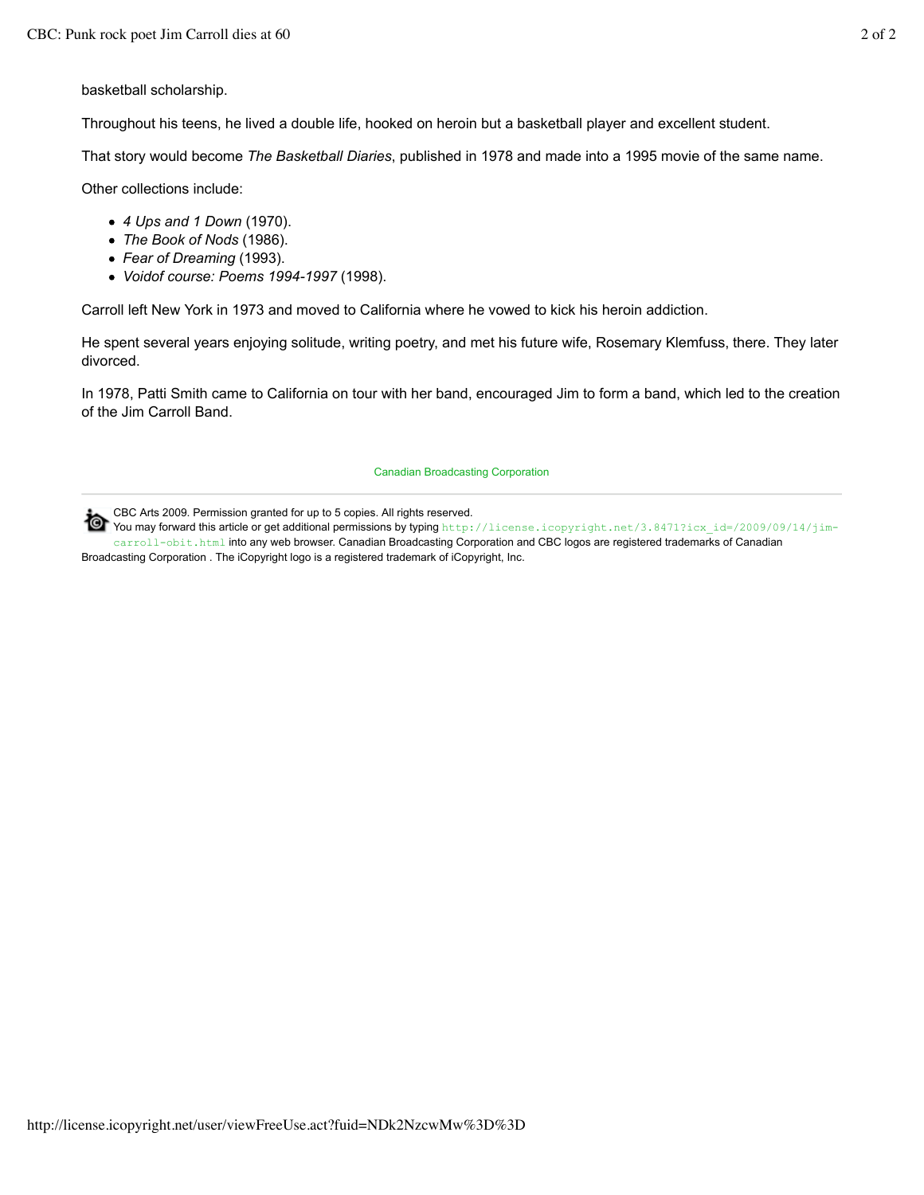basketball scholarship.

Throughout his teens, he lived a double life, hooked on heroin but a basketball player and excellent student.

That story would become *The Basketball Diaries*, published in 1978 and made into a 1995 movie of the same name.

Other collections include:

- *4 Ups and 1 Down* (1970).
- *The Book of Nods* (1986).
- *Fear of Dreaming* (1993).
- *Voidof course: Poems 1994-1997* (1998).

Carroll left New York in 1973 and moved to California where he vowed to kick his heroin addiction.

He spent several years enjoying solitude, writing poetry, and met his future wife, Rosemary Klemfuss, there. They later divorced.

In 1978, Patti Smith came to California on tour with her band, encouraged Jim to form a band, which led to the creation of the Jim Carroll Band.

Canadian Broadcasting Corporation

---

CBC Arts 2009. Permission granted for up to 5 copies. All rights reserved.
You may forward this article or get additional permissions by typing `http://license.icopyright.net/3.8471?icx_id=/2009/09/14/jim-carroll-obit.html` into any web browser. Canadian Broadcasting Corporation and CBC logos are registered trademarks of Canadian Broadcasting Corporation . The iCopyright logo is a registered trademark of iCopyright, Inc.